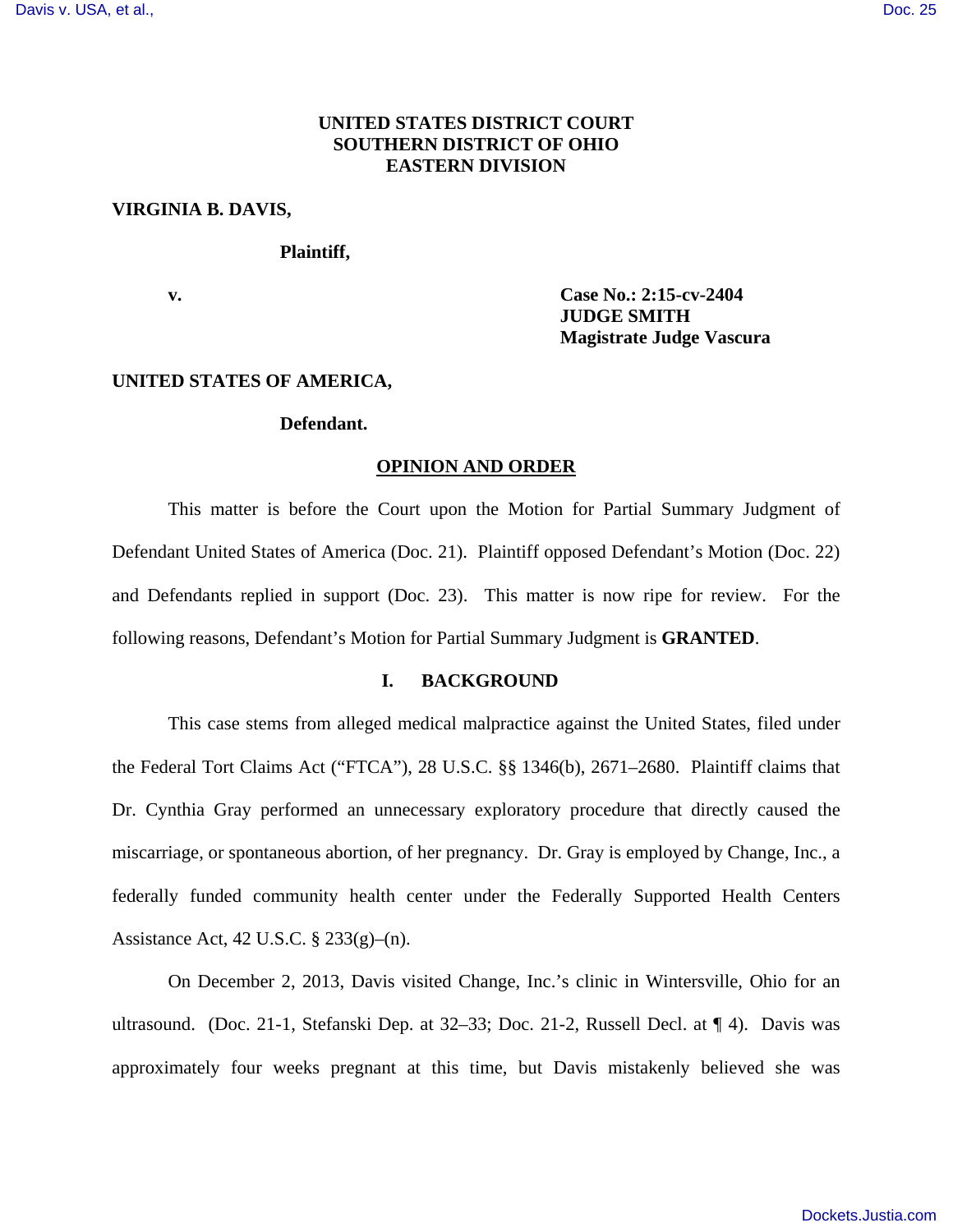**UNITED STATES DISTRICT COURT**
**SOUTHERN DISTRICT OF OHIO**
**EASTERN DIVISION**

**VIRGINIA B. DAVIS,**

**Plaintiff,**

**v.**

**Case No.: 2:15-cv-2404**
**JUDGE SMITH**
**Magistrate Judge Vascura**

**UNITED STATES OF AMERICA,**

**Defendant.**

## OPINION AND ORDER

This matter is before the Court upon the Motion for Partial Summary Judgment of Defendant United States of America (Doc. 21). Plaintiff opposed Defendant's Motion (Doc. 22) and Defendants replied in support (Doc. 23). This matter is now ripe for review. For the following reasons, Defendant's Motion for Partial Summary Judgment is **GRANTED**.

## I. BACKGROUND

This case stems from alleged medical malpractice against the United States, filed under the Federal Tort Claims Act ("FTCA"), 28 U.S.C. §§ 1346(b), 2671–2680. Plaintiff claims that Dr. Cynthia Gray performed an unnecessary exploratory procedure that directly caused the miscarriage, or spontaneous abortion, of her pregnancy. Dr. Gray is employed by Change, Inc., a federally funded community health center under the Federally Supported Health Centers Assistance Act, 42 U.S.C. § 233(g)–(n).

On December 2, 2013, Davis visited Change, Inc.'s clinic in Wintersville, Ohio for an ultrasound. (Doc. 21-1, Stefanski Dep. at 32–33; Doc. 21-2, Russell Decl. at ¶ 4). Davis was approximately four weeks pregnant at this time, but Davis mistakenly believed she was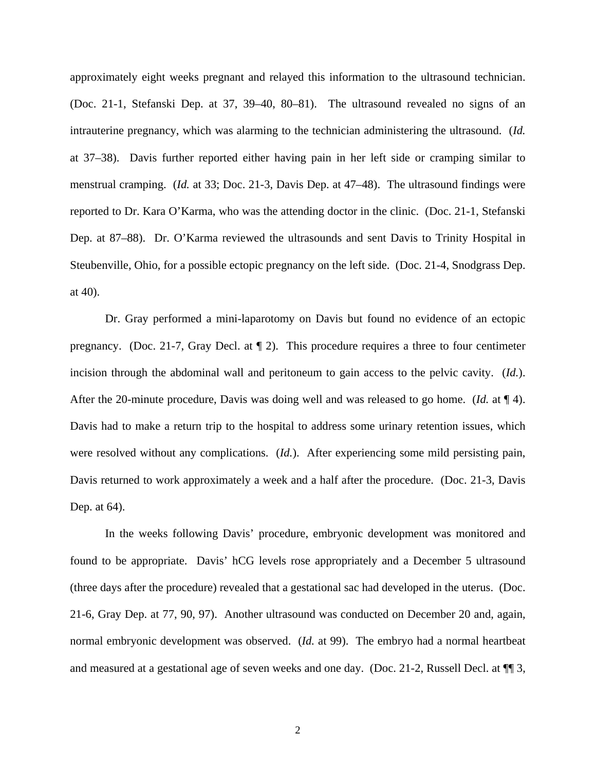approximately eight weeks pregnant and relayed this information to the ultrasound technician. (Doc. 21-1, Stefanski Dep. at 37, 39–40, 80–81). The ultrasound revealed no signs of an intrauterine pregnancy, which was alarming to the technician administering the ultrasound. (*Id.* at 37–38). Davis further reported either having pain in her left side or cramping similar to menstrual cramping. (*Id.* at 33; Doc. 21-3, Davis Dep. at 47–48). The ultrasound findings were reported to Dr. Kara O'Karma, who was the attending doctor in the clinic. (Doc. 21-1, Stefanski Dep. at 87–88). Dr. O'Karma reviewed the ultrasounds and sent Davis to Trinity Hospital in Steubenville, Ohio, for a possible ectopic pregnancy on the left side. (Doc. 21-4, Snodgrass Dep. at 40).

Dr. Gray performed a mini-laparotomy on Davis but found no evidence of an ectopic pregnancy. (Doc. 21-7, Gray Decl. at ¶ 2). This procedure requires a three to four centimeter incision through the abdominal wall and peritoneum to gain access to the pelvic cavity. (*Id.*). After the 20-minute procedure, Davis was doing well and was released to go home. (*Id.* at ¶ 4). Davis had to make a return trip to the hospital to address some urinary retention issues, which were resolved without any complications. (*Id.*). After experiencing some mild persisting pain, Davis returned to work approximately a week and a half after the procedure. (Doc. 21-3, Davis Dep. at 64).

In the weeks following Davis' procedure, embryonic development was monitored and found to be appropriate. Davis' hCG levels rose appropriately and a December 5 ultrasound (three days after the procedure) revealed that a gestational sac had developed in the uterus. (Doc. 21-6, Gray Dep. at 77, 90, 97). Another ultrasound was conducted on December 20 and, again, normal embryonic development was observed. (*Id.* at 99). The embryo had a normal heartbeat and measured at a gestational age of seven weeks and one day. (Doc. 21-2, Russell Decl. at ¶¶ 3,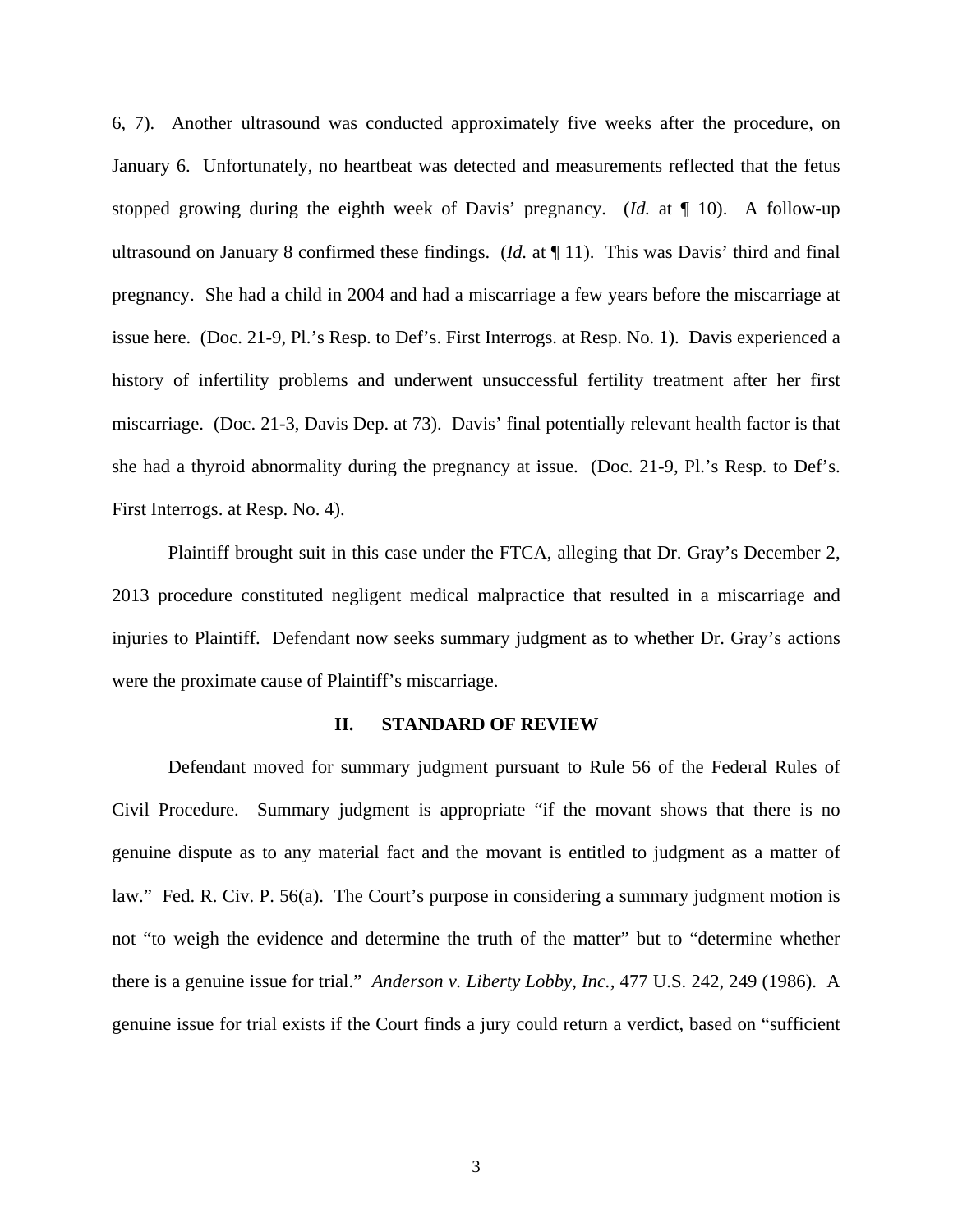6, 7). Another ultrasound was conducted approximately five weeks after the procedure, on January 6. Unfortunately, no heartbeat was detected and measurements reflected that the fetus stopped growing during the eighth week of Davis' pregnancy. (*Id.* at ¶ 10). A follow-up ultrasound on January 8 confirmed these findings. (*Id.* at ¶ 11). This was Davis' third and final pregnancy. She had a child in 2004 and had a miscarriage a few years before the miscarriage at issue here. (Doc. 21-9, Pl.'s Resp. to Def's. First Interrogs. at Resp. No. 1). Davis experienced a history of infertility problems and underwent unsuccessful fertility treatment after her first miscarriage. (Doc. 21-3, Davis Dep. at 73). Davis' final potentially relevant health factor is that she had a thyroid abnormality during the pregnancy at issue. (Doc. 21-9, Pl.'s Resp. to Def's. First Interrogs. at Resp. No. 4).

Plaintiff brought suit in this case under the FTCA, alleging that Dr. Gray's December 2, 2013 procedure constituted negligent medical malpractice that resulted in a miscarriage and injuries to Plaintiff. Defendant now seeks summary judgment as to whether Dr. Gray's actions were the proximate cause of Plaintiff's miscarriage.

## II. STANDARD OF REVIEW

Defendant moved for summary judgment pursuant to Rule 56 of the Federal Rules of Civil Procedure. Summary judgment is appropriate "if the movant shows that there is no genuine dispute as to any material fact and the movant is entitled to judgment as a matter of law." Fed. R. Civ. P. 56(a). The Court's purpose in considering a summary judgment motion is not "to weigh the evidence and determine the truth of the matter" but to "determine whether there is a genuine issue for trial." *Anderson v. Liberty Lobby, Inc.*, 477 U.S. 242, 249 (1986). A genuine issue for trial exists if the Court finds a jury could return a verdict, based on "sufficient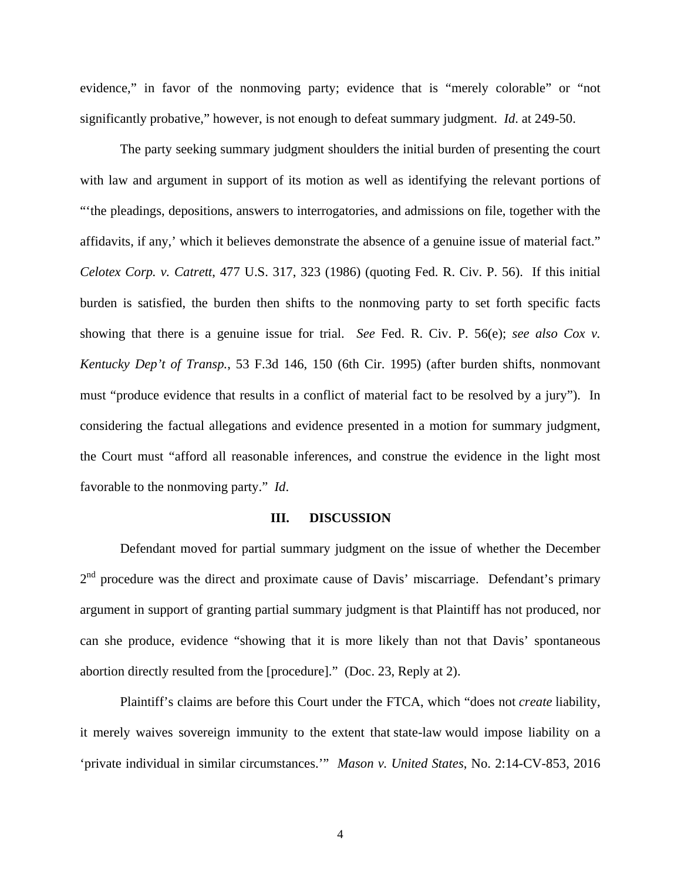evidence," in favor of the nonmoving party; evidence that is "merely colorable" or "not significantly probative," however, is not enough to defeat summary judgment. *Id*. at 249-50.

The party seeking summary judgment shoulders the initial burden of presenting the court with law and argument in support of its motion as well as identifying the relevant portions of "'the pleadings, depositions, answers to interrogatories, and admissions on file, together with the affidavits, if any,' which it believes demonstrate the absence of a genuine issue of material fact." *Celotex Corp. v. Catrett*, 477 U.S. 317, 323 (1986) (quoting Fed. R. Civ. P. 56). If this initial burden is satisfied, the burden then shifts to the nonmoving party to set forth specific facts showing that there is a genuine issue for trial. *See* Fed. R. Civ. P. 56(e); *see also Cox v. Kentucky Dep't of Transp.*, 53 F.3d 146, 150 (6th Cir. 1995) (after burden shifts, nonmovant must "produce evidence that results in a conflict of material fact to be resolved by a jury"). In considering the factual allegations and evidence presented in a motion for summary judgment, the Court must "afford all reasonable inferences, and construe the evidence in the light most favorable to the nonmoving party." *Id*.

## III. DISCUSSION

Defendant moved for partial summary judgment on the issue of whether the December 2nd procedure was the direct and proximate cause of Davis' miscarriage. Defendant's primary argument in support of granting partial summary judgment is that Plaintiff has not produced, nor can she produce, evidence "showing that it is more likely than not that Davis' spontaneous abortion directly resulted from the [procedure]." (Doc. 23, Reply at 2).

Plaintiff's claims are before this Court under the FTCA, which "does not *create* liability, it merely waives sovereign immunity to the extent that state-law would impose liability on a 'private individual in similar circumstances.'" *Mason v. United States*, No. 2:14-CV-853, 2016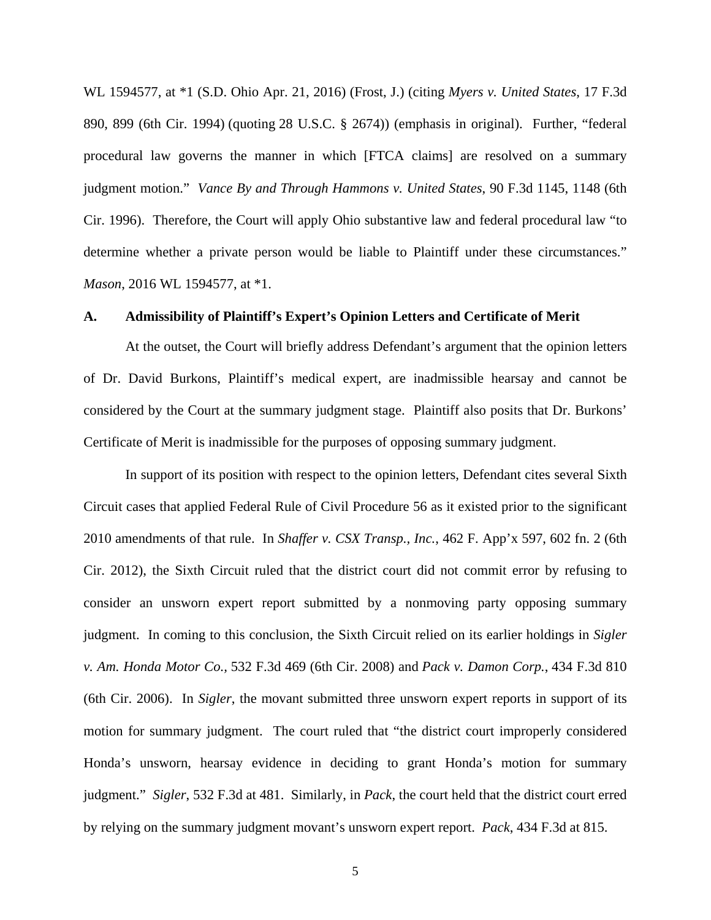WL 1594577, at *1 (S.D. Ohio Apr. 21, 2016) (Frost, J.) (citing *Myers v. United States*, 17 F.3d 890, 899 (6th Cir. 1994) (quoting 28 U.S.C. § 2674)) (emphasis in original). Further, "federal procedural law governs the manner in which [FTCA claims] are resolved on a summary judgment motion." *Vance By and Through Hammons v. United States*, 90 F.3d 1145, 1148 (6th Cir. 1996). Therefore, the Court will apply Ohio substantive law and federal procedural law "to determine whether a private person would be liable to Plaintiff under these circumstances." *Mason*, 2016 WL 1594577, at *1.

### A. Admissibility of Plaintiff's Expert's Opinion Letters and Certificate of Merit

At the outset, the Court will briefly address Defendant's argument that the opinion letters of Dr. David Burkons, Plaintiff's medical expert, are inadmissible hearsay and cannot be considered by the Court at the summary judgment stage. Plaintiff also posits that Dr. Burkons' Certificate of Merit is inadmissible for the purposes of opposing summary judgment.

In support of its position with respect to the opinion letters, Defendant cites several Sixth Circuit cases that applied Federal Rule of Civil Procedure 56 as it existed prior to the significant 2010 amendments of that rule. In *Shaffer v. CSX Transp., Inc.*, 462 F. App'x 597, 602 fn. 2 (6th Cir. 2012), the Sixth Circuit ruled that the district court did not commit error by refusing to consider an unsworn expert report submitted by a nonmoving party opposing summary judgment. In coming to this conclusion, the Sixth Circuit relied on its earlier holdings in *Sigler v. Am. Honda Motor Co.*, 532 F.3d 469 (6th Cir. 2008) and *Pack v. Damon Corp.*, 434 F.3d 810 (6th Cir. 2006). In *Sigler*, the movant submitted three unsworn expert reports in support of its motion for summary judgment. The court ruled that "the district court improperly considered Honda's unsworn, hearsay evidence in deciding to grant Honda's motion for summary judgment." *Sigler*, 532 F.3d at 481. Similarly, in *Pack*, the court held that the district court erred by relying on the summary judgment movant's unsworn expert report. *Pack*, 434 F.3d at 815.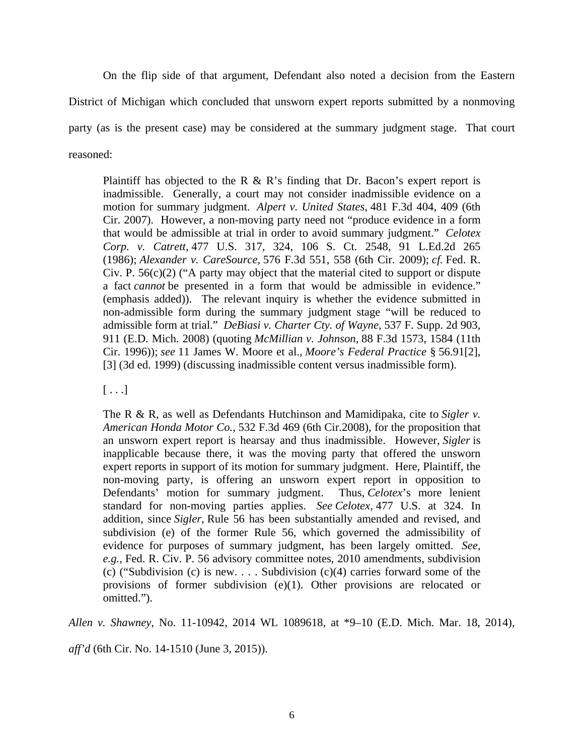On the flip side of that argument, Defendant also noted a decision from the Eastern District of Michigan which concluded that unsworn expert reports submitted by a nonmoving party (as is the present case) may be considered at the summary judgment stage. That court reasoned:

> Plaintiff has objected to the R & R's finding that Dr. Bacon's expert report is inadmissible. Generally, a court may not consider inadmissible evidence on a motion for summary judgment. *Alpert v. United States*, 481 F.3d 404, 409 (6th Cir. 2007). However, a non-moving party need not "produce evidence in a form that would be admissible at trial in order to avoid summary judgment." *Celotex Corp. v. Catrett*, 477 U.S. 317, 324, 106 S. Ct. 2548, 91 L.Ed.2d 265 (1986); *Alexander v. CareSource*, 576 F.3d 551, 558 (6th Cir. 2009); *cf.* Fed. R. Civ. P. 56(c)(2) ("A party may object that the material cited to support or dispute a fact *cannot* be presented in a form that would be admissible in evidence." (emphasis added)). The relevant inquiry is whether the evidence submitted in non-admissible form during the summary judgment stage "will be reduced to admissible form at trial." *DeBiasi v. Charter Cty. of Wayne*, 537 F. Supp. 2d 903, 911 (E.D. Mich. 2008) (quoting *McMillian v. Johnson*, 88 F.3d 1573, 1584 (11th Cir. 1996)); *see* 11 James W. Moore et al., *Moore's Federal Practice* § 56.91[2], [3] (3d ed. 1999) (discussing inadmissible content versus inadmissible form).
>
> [ . . .]
>
> The R & R, as well as Defendants Hutchinson and Mamidipaka, cite to *Sigler v. American Honda Motor Co.*, 532 F.3d 469 (6th Cir.2008), for the proposition that an unsworn expert report is hearsay and thus inadmissible. However, *Sigler* is inapplicable because there, it was the moving party that offered the unsworn expert reports in support of its motion for summary judgment. Here, Plaintiff, the non-moving party, is offering an unsworn expert report in opposition to Defendants' motion for summary judgment. Thus, *Celotex*'s more lenient standard for non-moving parties applies. *See Celotex*, 477 U.S. at 324. In addition, since *Sigler*, Rule 56 has been substantially amended and revised, and subdivision (e) of the former Rule 56, which governed the admissibility of evidence for purposes of summary judgment, has been largely omitted. *See, e.g.*, Fed. R. Civ. P. 56 advisory committee notes, 2010 amendments, subdivision (c) ("Subdivision (c) is new. . . . Subdivision (c)(4) carries forward some of the provisions of former subdivision (e)(1). Other provisions are relocated or omitted.").

*Allen v. Shawney*, No. 11-10942, 2014 WL 1089618, at *9–10 (E.D. Mich. Mar. 18, 2014), *aff'd* (6th Cir. No. 14-1510 (June 3, 2015)).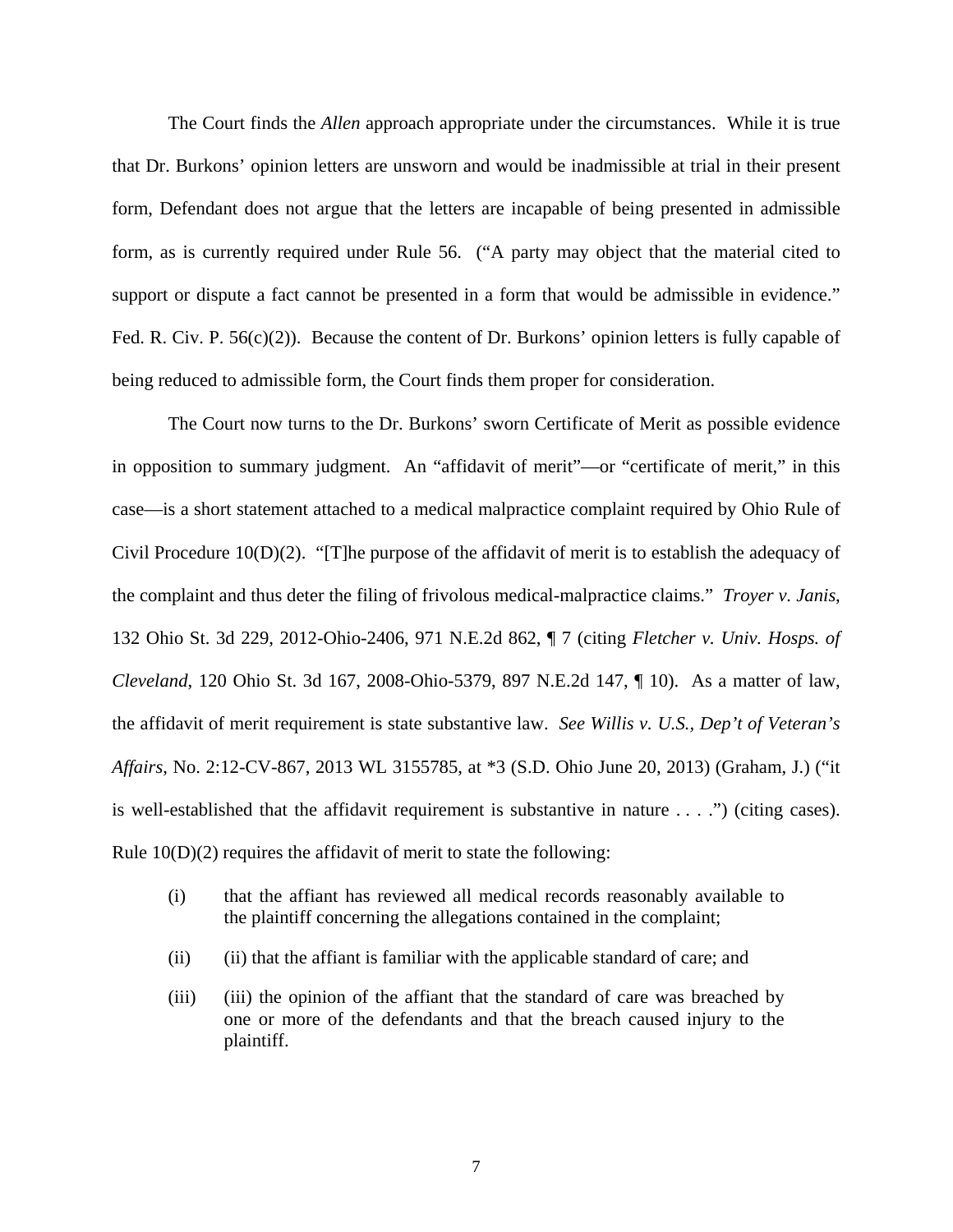The Court finds the *Allen* approach appropriate under the circumstances. While it is true that Dr. Burkons' opinion letters are unsworn and would be inadmissible at trial in their present form, Defendant does not argue that the letters are incapable of being presented in admissible form, as is currently required under Rule 56. ("A party may object that the material cited to support or dispute a fact cannot be presented in a form that would be admissible in evidence." Fed. R. Civ. P. 56(c)(2)). Because the content of Dr. Burkons' opinion letters is fully capable of being reduced to admissible form, the Court finds them proper for consideration.

The Court now turns to the Dr. Burkons' sworn Certificate of Merit as possible evidence in opposition to summary judgment. An "affidavit of merit"—or "certificate of merit," in this case—is a short statement attached to a medical malpractice complaint required by Ohio Rule of Civil Procedure 10(D)(2). "[T]he purpose of the affidavit of merit is to establish the adequacy of the complaint and thus deter the filing of frivolous medical-malpractice claims." *Troyer v. Janis*, 132 Ohio St. 3d 229, 2012-Ohio-2406, 971 N.E.2d 862, ¶ 7 (citing *Fletcher v. Univ. Hosps. of Cleveland*, 120 Ohio St. 3d 167, 2008-Ohio-5379, 897 N.E.2d 147, ¶ 10). As a matter of law, the affidavit of merit requirement is state substantive law. *See Willis v. U.S., Dep't of Veteran's Affairs*, No. 2:12-CV-867, 2013 WL 3155785, at *3 (S.D. Ohio June 20, 2013) (Graham, J.) ("it is well-established that the affidavit requirement is substantive in nature . . . .") (citing cases). Rule 10(D)(2) requires the affidavit of merit to state the following:

> (i) that the affiant has reviewed all medical records reasonably available to the plaintiff concerning the allegations contained in the complaint;
>
> (ii) (ii) that the affiant is familiar with the applicable standard of care; and
>
> (iii) (iii) the opinion of the affiant that the standard of care was breached by one or more of the defendants and that the breach caused injury to the plaintiff.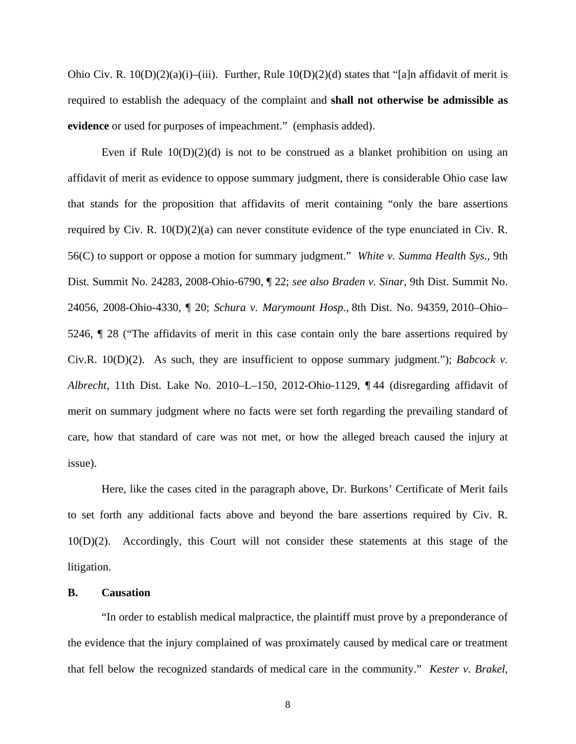Ohio Civ. R. 10(D)(2)(a)(i)–(iii). Further, Rule 10(D)(2)(d) states that "[a]n affidavit of merit is required to establish the adequacy of the complaint and **shall not otherwise be admissible as evidence** or used for purposes of impeachment." (emphasis added).

Even if Rule 10(D)(2)(d) is not to be construed as a blanket prohibition on using an affidavit of merit as evidence to oppose summary judgment, there is considerable Ohio case law that stands for the proposition that affidavits of merit containing "only the bare assertions required by Civ. R. 10(D)(2)(a) can never constitute evidence of the type enunciated in Civ. R. 56(C) to support or oppose a motion for summary judgment." *White v. Summa Health Sys.*, 9th Dist. Summit No. 24283, 2008-Ohio-6790, ¶ 22; *see also Braden v. Sinar*, 9th Dist. Summit No. 24056, 2008-Ohio-4330, ¶ 20; *Schura v. Marymount Hosp.*, 8th Dist. No. 94359, 2010–Ohio–5246, ¶ 28 ("The affidavits of merit in this case contain only the bare assertions required by Civ.R. 10(D)(2). As such, they are insufficient to oppose summary judgment."); *Babcock v. Albrecht*, 11th Dist. Lake No. 2010–L–150, 2012-Ohio-1129, ¶ 44 (disregarding affidavit of merit on summary judgment where no facts were set forth regarding the prevailing standard of care, how that standard of care was not met, or how the alleged breach caused the injury at issue).

Here, like the cases cited in the paragraph above, Dr. Burkons' Certificate of Merit fails to set forth any additional facts above and beyond the bare assertions required by Civ. R. 10(D)(2). Accordingly, this Court will not consider these statements at this stage of the litigation.

### B. Causation

"In order to establish medical malpractice, the plaintiff must prove by a preponderance of the evidence that the injury complained of was proximately caused by medical care or treatment that fell below the recognized standards of medical care in the community." *Kester v. Brakel*,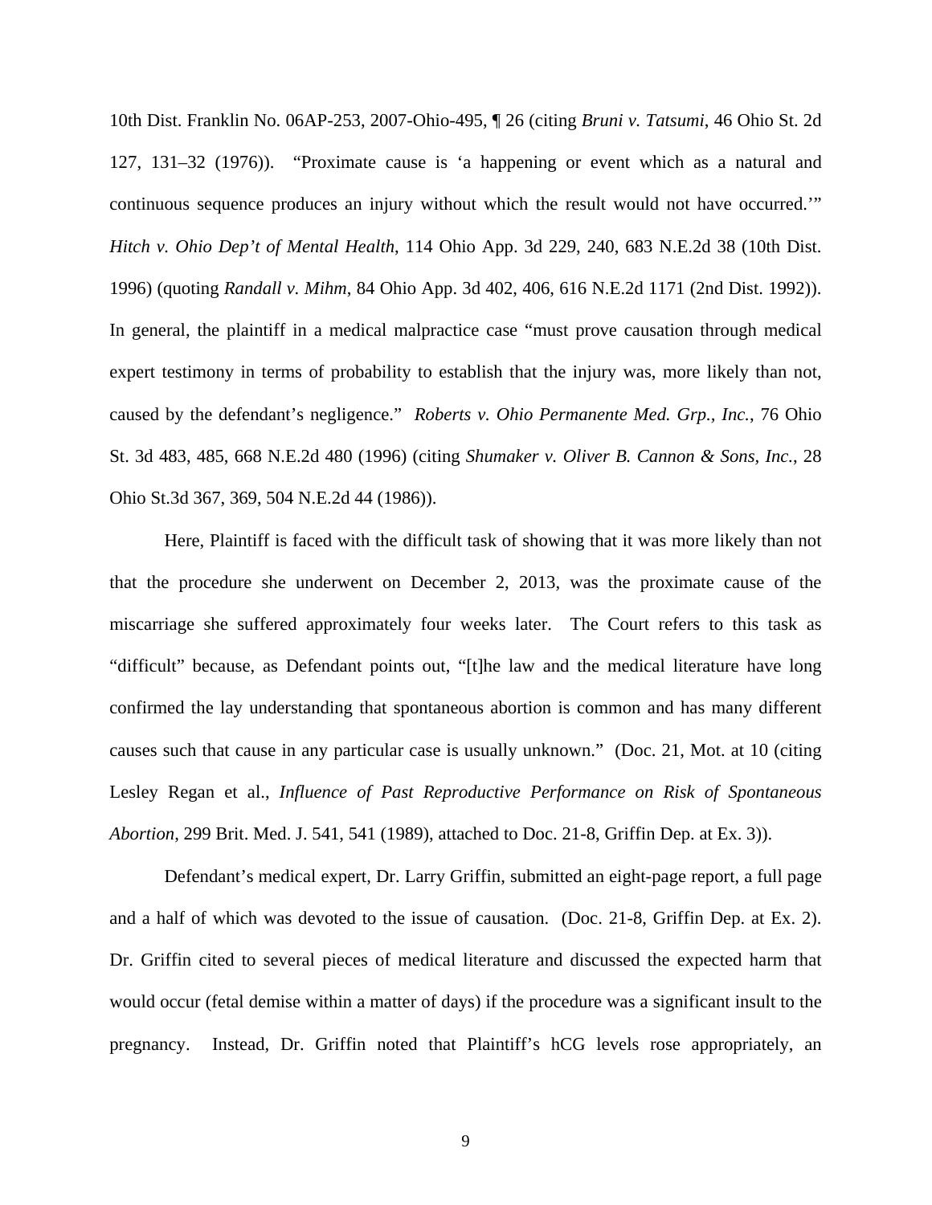10th Dist. Franklin No. 06AP-253, 2007-Ohio-495, ¶ 26 (citing *Bruni v. Tatsumi*, 46 Ohio St. 2d 127, 131–32 (1976)). "Proximate cause is 'a happening or event which as a natural and continuous sequence produces an injury without which the result would not have occurred.'" *Hitch v. Ohio Dep't of Mental Health*, 114 Ohio App. 3d 229, 240, 683 N.E.2d 38 (10th Dist. 1996) (quoting *Randall v. Mihm*, 84 Ohio App. 3d 402, 406, 616 N.E.2d 1171 (2nd Dist. 1992)). In general, the plaintiff in a medical malpractice case "must prove causation through medical expert testimony in terms of probability to establish that the injury was, more likely than not, caused by the defendant's negligence." *Roberts v. Ohio Permanente Med. Grp., Inc.*, 76 Ohio St. 3d 483, 485, 668 N.E.2d 480 (1996) (citing *Shumaker v. Oliver B. Cannon & Sons, Inc.*, 28 Ohio St.3d 367, 369, 504 N.E.2d 44 (1986)).

Here, Plaintiff is faced with the difficult task of showing that it was more likely than not that the procedure she underwent on December 2, 2013, was the proximate cause of the miscarriage she suffered approximately four weeks later. The Court refers to this task as "difficult" because, as Defendant points out, "[t]he law and the medical literature have long confirmed the lay understanding that spontaneous abortion is common and has many different causes such that cause in any particular case is usually unknown." (Doc. 21, Mot. at 10 (citing Lesley Regan et al., *Influence of Past Reproductive Performance on Risk of Spontaneous Abortion*, 299 Brit. Med. J. 541, 541 (1989), attached to Doc. 21-8, Griffin Dep. at Ex. 3)).

Defendant's medical expert, Dr. Larry Griffin, submitted an eight-page report, a full page and a half of which was devoted to the issue of causation. (Doc. 21-8, Griffin Dep. at Ex. 2). Dr. Griffin cited to several pieces of medical literature and discussed the expected harm that would occur (fetal demise within a matter of days) if the procedure was a significant insult to the pregnancy. Instead, Dr. Griffin noted that Plaintiff's hCG levels rose appropriately, an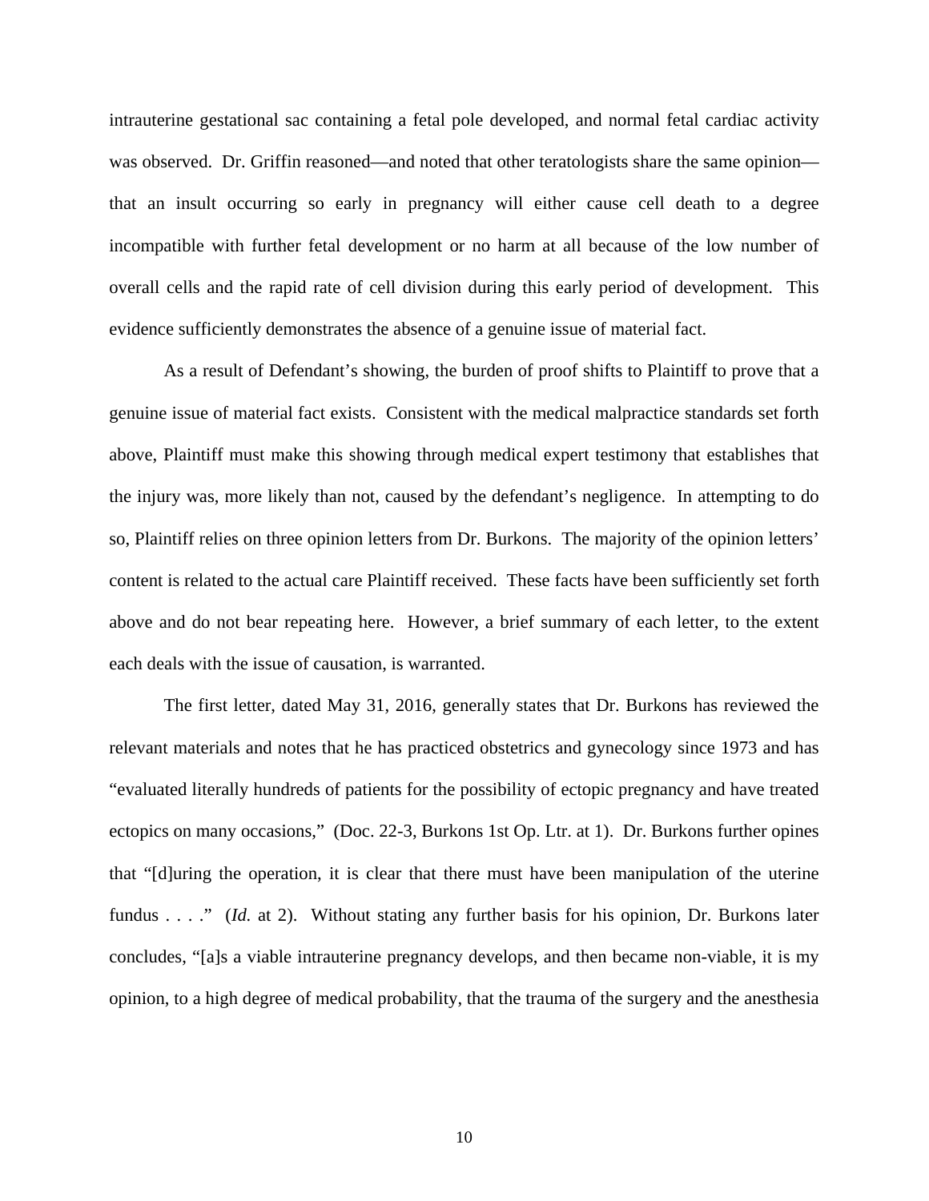intrauterine gestational sac containing a fetal pole developed, and normal fetal cardiac activity was observed. Dr. Griffin reasoned—and noted that other teratologists share the same opinion—that an insult occurring so early in pregnancy will either cause cell death to a degree incompatible with further fetal development or no harm at all because of the low number of overall cells and the rapid rate of cell division during this early period of development. This evidence sufficiently demonstrates the absence of a genuine issue of material fact.

As a result of Defendant's showing, the burden of proof shifts to Plaintiff to prove that a genuine issue of material fact exists. Consistent with the medical malpractice standards set forth above, Plaintiff must make this showing through medical expert testimony that establishes that the injury was, more likely than not, caused by the defendant's negligence. In attempting to do so, Plaintiff relies on three opinion letters from Dr. Burkons. The majority of the opinion letters' content is related to the actual care Plaintiff received. These facts have been sufficiently set forth above and do not bear repeating here. However, a brief summary of each letter, to the extent each deals with the issue of causation, is warranted.

The first letter, dated May 31, 2016, generally states that Dr. Burkons has reviewed the relevant materials and notes that he has practiced obstetrics and gynecology since 1973 and has "evaluated literally hundreds of patients for the possibility of ectopic pregnancy and have treated ectopics on many occasions," (Doc. 22-3, Burkons 1st Op. Ltr. at 1). Dr. Burkons further opines that "[d]uring the operation, it is clear that there must have been manipulation of the uterine fundus . . . ." (*Id.* at 2). Without stating any further basis for his opinion, Dr. Burkons later concludes, "[a]s a viable intrauterine pregnancy develops, and then became non-viable, it is my opinion, to a high degree of medical probability, that the trauma of the surgery and the anesthesia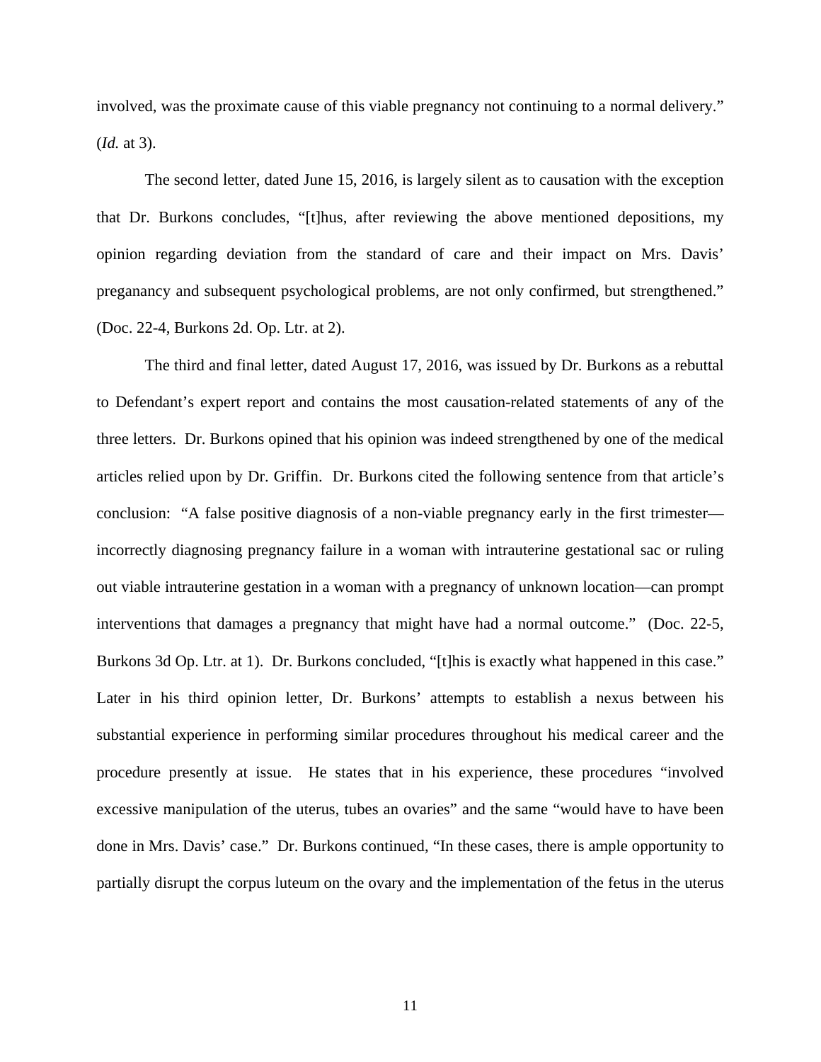involved, was the proximate cause of this viable pregnancy not continuing to a normal delivery." (*Id.* at 3).

The second letter, dated June 15, 2016, is largely silent as to causation with the exception that Dr. Burkons concludes, "[t]hus, after reviewing the above mentioned depositions, my opinion regarding deviation from the standard of care and their impact on Mrs. Davis' preganancy and subsequent psychological problems, are not only confirmed, but strengthened." (Doc. 22-4, Burkons 2d. Op. Ltr. at 2).

The third and final letter, dated August 17, 2016, was issued by Dr. Burkons as a rebuttal to Defendant's expert report and contains the most causation-related statements of any of the three letters. Dr. Burkons opined that his opinion was indeed strengthened by one of the medical articles relied upon by Dr. Griffin. Dr. Burkons cited the following sentence from that article's conclusion: "A false positive diagnosis of a non-viable pregnancy early in the first trimester—incorrectly diagnosing pregnancy failure in a woman with intrauterine gestational sac or ruling out viable intrauterine gestation in a woman with a pregnancy of unknown location—can prompt interventions that damages a pregnancy that might have had a normal outcome." (Doc. 22-5, Burkons 3d Op. Ltr. at 1). Dr. Burkons concluded, "[t]his is exactly what happened in this case." Later in his third opinion letter, Dr. Burkons' attempts to establish a nexus between his substantial experience in performing similar procedures throughout his medical career and the procedure presently at issue. He states that in his experience, these procedures "involved excessive manipulation of the uterus, tubes an ovaries" and the same "would have to have been done in Mrs. Davis' case." Dr. Burkons continued, "In these cases, there is ample opportunity to partially disrupt the corpus luteum on the ovary and the implementation of the fetus in the uterus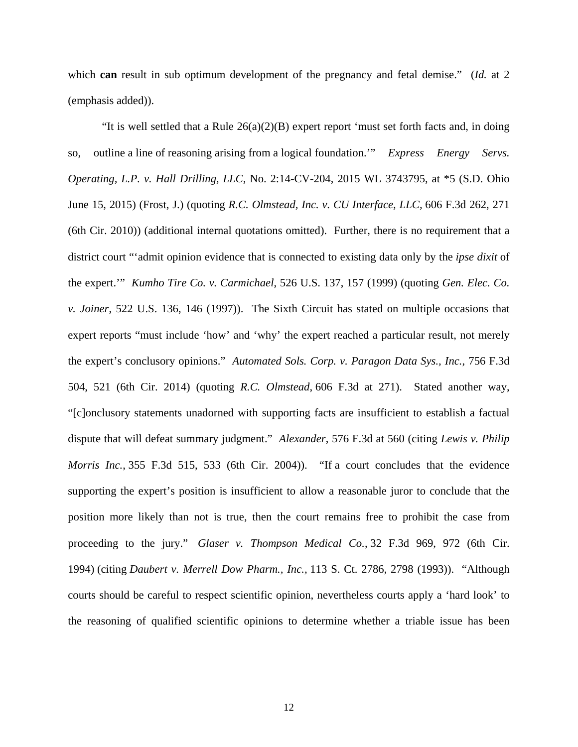which **can** result in sub optimum development of the pregnancy and fetal demise." (*Id.* at 2 (emphasis added)).

"It is well settled that a Rule 26(a)(2)(B) expert report 'must set forth facts and, in doing so, outline a line of reasoning arising from a logical foundation.'" *Express Energy Servs. Operating, L.P. v. Hall Drilling, LLC*, No. 2:14-CV-204, 2015 WL 3743795, at *5 (S.D. Ohio June 15, 2015) (Frost, J.) (quoting *R.C. Olmstead, Inc. v. CU Interface, LLC*, 606 F.3d 262, 271 (6th Cir. 2010)) (additional internal quotations omitted). Further, there is no requirement that a district court "'admit opinion evidence that is connected to existing data only by the *ipse dixit* of the expert.'" *Kumho Tire Co. v. Carmichael*, 526 U.S. 137, 157 (1999) (quoting *Gen. Elec. Co. v. Joiner*, 522 U.S. 136, 146 (1997)). The Sixth Circuit has stated on multiple occasions that expert reports "must include 'how' and 'why' the expert reached a particular result, not merely the expert's conclusory opinions." *Automated Sols. Corp. v. Paragon Data Sys., Inc.*, 756 F.3d 504, 521 (6th Cir. 2014) (quoting *R.C. Olmstead*, 606 F.3d at 271). Stated another way, "[c]onclusory statements unadorned with supporting facts are insufficient to establish a factual dispute that will defeat summary judgment." *Alexander*, 576 F.3d at 560 (citing *Lewis v. Philip Morris Inc.*, 355 F.3d 515, 533 (6th Cir. 2004)). "If a court concludes that the evidence supporting the expert's position is insufficient to allow a reasonable juror to conclude that the position more likely than not is true, then the court remains free to prohibit the case from proceeding to the jury." *Glaser v. Thompson Medical Co.*, 32 F.3d 969, 972 (6th Cir. 1994) (citing *Daubert v. Merrell Dow Pharm., Inc.*, 113 S. Ct. 2786, 2798 (1993)). "Although courts should be careful to respect scientific opinion, nevertheless courts apply a 'hard look' to the reasoning of qualified scientific opinions to determine whether a triable issue has been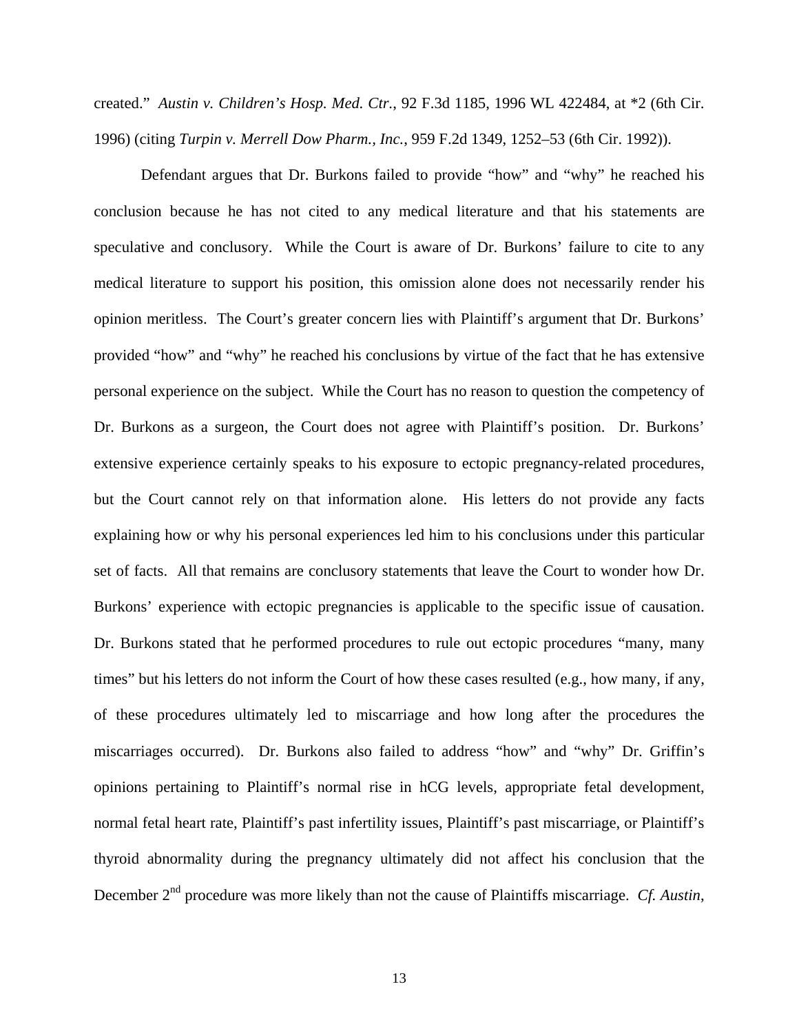created." *Austin v. Children's Hosp. Med. Ctr.*, 92 F.3d 1185, 1996 WL 422484, at *2 (6th Cir. 1996) (citing *Turpin v. Merrell Dow Pharm., Inc.*, 959 F.2d 1349, 1252–53 (6th Cir. 1992)).

Defendant argues that Dr. Burkons failed to provide "how" and "why" he reached his conclusion because he has not cited to any medical literature and that his statements are speculative and conclusory. While the Court is aware of Dr. Burkons' failure to cite to any medical literature to support his position, this omission alone does not necessarily render his opinion meritless. The Court's greater concern lies with Plaintiff's argument that Dr. Burkons' provided "how" and "why" he reached his conclusions by virtue of the fact that he has extensive personal experience on the subject. While the Court has no reason to question the competency of Dr. Burkons as a surgeon, the Court does not agree with Plaintiff's position. Dr. Burkons' extensive experience certainly speaks to his exposure to ectopic pregnancy-related procedures, but the Court cannot rely on that information alone. His letters do not provide any facts explaining how or why his personal experiences led him to his conclusions under this particular set of facts. All that remains are conclusory statements that leave the Court to wonder how Dr. Burkons' experience with ectopic pregnancies is applicable to the specific issue of causation. Dr. Burkons stated that he performed procedures to rule out ectopic procedures "many, many times" but his letters do not inform the Court of how these cases resulted (e.g., how many, if any, of these procedures ultimately led to miscarriage and how long after the procedures the miscarriages occurred). Dr. Burkons also failed to address "how" and "why" Dr. Griffin's opinions pertaining to Plaintiff's normal rise in hCG levels, appropriate fetal development, normal fetal heart rate, Plaintiff's past infertility issues, Plaintiff's past miscarriage, or Plaintiff's thyroid abnormality during the pregnancy ultimately did not affect his conclusion that the December 2nd procedure was more likely than not the cause of Plaintiffs miscarriage. *Cf. Austin*,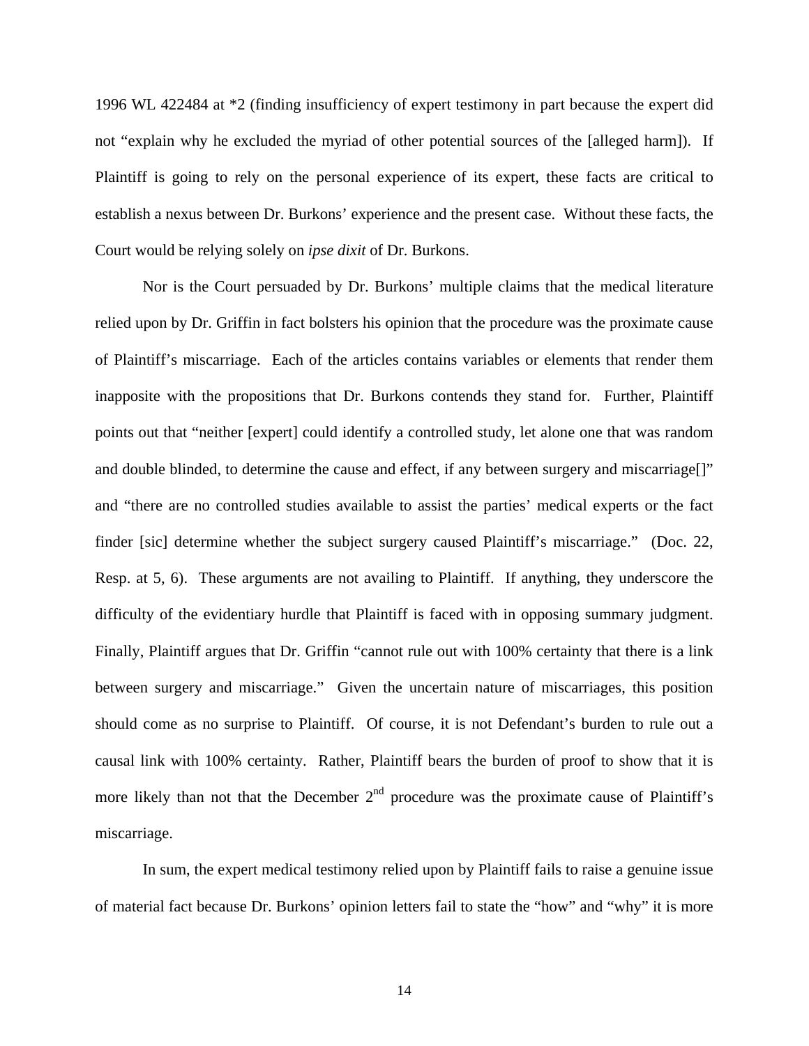1996 WL 422484 at *2 (finding insufficiency of expert testimony in part because the expert did not "explain why he excluded the myriad of other potential sources of the [alleged harm]). If Plaintiff is going to rely on the personal experience of its expert, these facts are critical to establish a nexus between Dr. Burkons' experience and the present case. Without these facts, the Court would be relying solely on *ipse dixit* of Dr. Burkons.

Nor is the Court persuaded by Dr. Burkons' multiple claims that the medical literature relied upon by Dr. Griffin in fact bolsters his opinion that the procedure was the proximate cause of Plaintiff's miscarriage. Each of the articles contains variables or elements that render them inapposite with the propositions that Dr. Burkons contends they stand for. Further, Plaintiff points out that "neither [expert] could identify a controlled study, let alone one that was random and double blinded, to determine the cause and effect, if any between surgery and miscarriage[]" and "there are no controlled studies available to assist the parties' medical experts or the fact finder [sic] determine whether the subject surgery caused Plaintiff's miscarriage." (Doc. 22, Resp. at 5, 6). These arguments are not availing to Plaintiff. If anything, they underscore the difficulty of the evidentiary hurdle that Plaintiff is faced with in opposing summary judgment. Finally, Plaintiff argues that Dr. Griffin "cannot rule out with 100% certainty that there is a link between surgery and miscarriage." Given the uncertain nature of miscarriages, this position should come as no surprise to Plaintiff. Of course, it is not Defendant's burden to rule out a causal link with 100% certainty. Rather, Plaintiff bears the burden of proof to show that it is more likely than not that the December 2nd procedure was the proximate cause of Plaintiff's miscarriage.

In sum, the expert medical testimony relied upon by Plaintiff fails to raise a genuine issue of material fact because Dr. Burkons' opinion letters fail to state the "how" and "why" it is more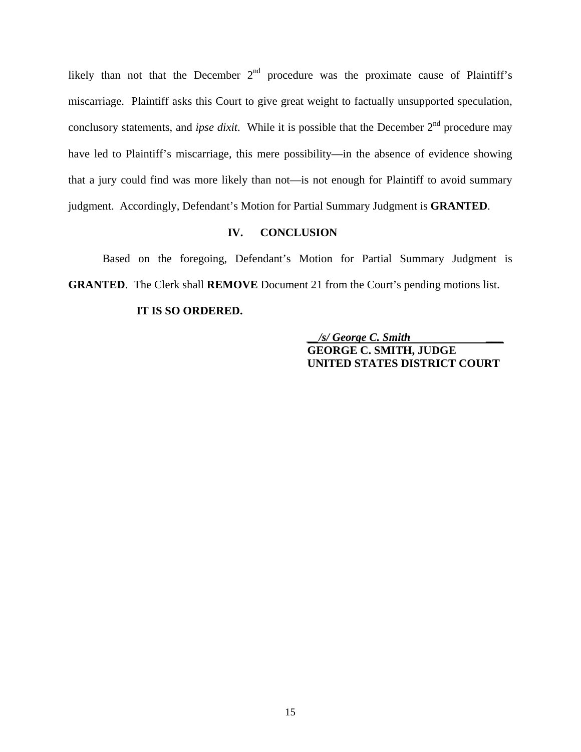likely than not that the December 2nd procedure was the proximate cause of Plaintiff's miscarriage. Plaintiff asks this Court to give great weight to factually unsupported speculation, conclusory statements, and *ipse dixit*. While it is possible that the December 2nd procedure may have led to Plaintiff's miscarriage, this mere possibility—in the absence of evidence showing that a jury could find was more likely than not—is not enough for Plaintiff to avoid summary judgment. Accordingly, Defendant's Motion for Partial Summary Judgment is **GRANTED**.

## IV. CONCLUSION

Based on the foregoing, Defendant's Motion for Partial Summary Judgment is **GRANTED**. The Clerk shall **REMOVE** Document 21 from the Court's pending motions list.

**IT IS SO ORDERED.**

***/s/ George C. Smith***
**GEORGE C. SMITH, JUDGE**
**UNITED STATES DISTRICT COURT**